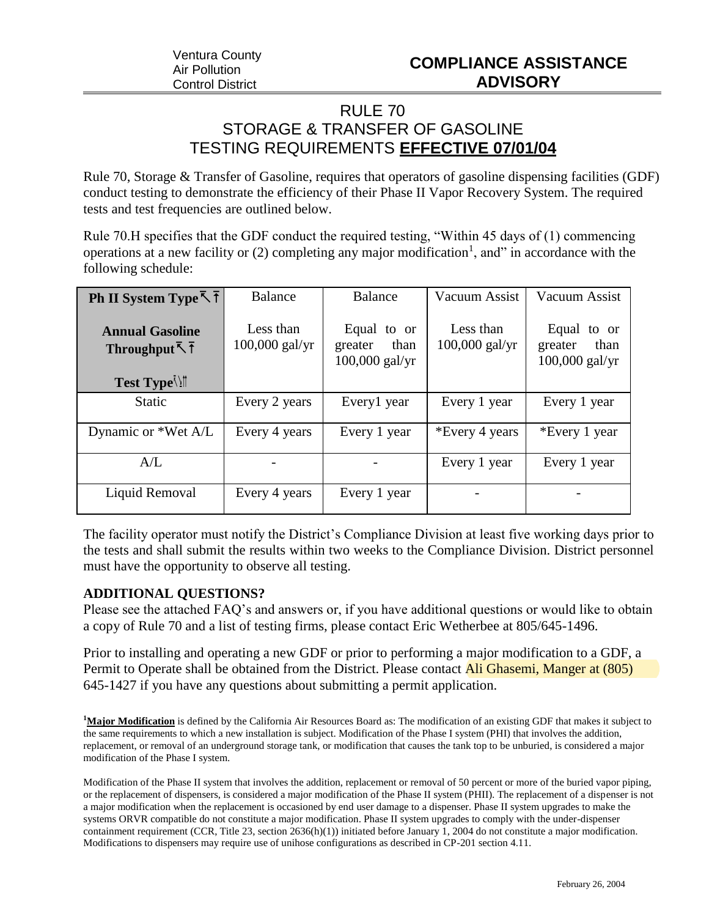Ventura County
Air Pollution
Control District

# COMPLIANCE ASSISTANCE ADVISORY

## RULE 70
## STORAGE & TRANSFER OF GASOLINE
## TESTING REQUIREMENTS **EFFECTIVE 07/01/04**

Rule 70, Storage & Transfer of Gasoline, requires that operators of gasoline dispensing facilities (GDF) conduct testing to demonstrate the efficiency of their Phase II Vapor Recovery System. The required tests and test frequencies are outlined below.

Rule 70.H specifies that the GDF conduct the required testing, "Within 45 days of (1) commencing operations at a new facility or (2) completing any major modification[1], and" in accordance with the following schedule:

| **Ph II System Type** → <br> **Annual Gasoline Throughput** → <br> **Test Type** ↓ | Balance <br> Less than 100,000 gal/yr | Balance <br> Equal to or greater than 100,000 gal/yr | Vacuum Assist <br> Less than 100,000 gal/yr | Vacuum Assist <br> Equal to or greater than 100,000 gal/yr |
|---|---|---|---|---|
| Static | Every 2 years | Every1 year | Every 1 year | Every 1 year |
| Dynamic or *Wet A/L | Every 4 years | Every 1 year | *Every 4 years | *Every 1 year |
| A/L | - | - | Every 1 year | Every 1 year |
| Liquid Removal | Every 4 years | Every 1 year | - | - |

The facility operator must notify the District's Compliance Division at least five working days prior to the tests and shall submit the results within two weeks to the Compliance Division. District personnel must have the opportunity to observe all testing.

**ADDITIONAL QUESTIONS?**

Please see the attached FAQ's and answers or, if you have additional questions or would like to obtain a copy of Rule 70 and a list of testing firms, please contact Eric Wetherbee at 805/645-1496.

Prior to installing and operating a new GDF or prior to performing a major modification to a GDF, a Permit to Operate shall be obtained from the District. Please contact Ali Ghasemi, Manger at (805) 645-1427 if you have any questions about submitting a permit application.

[1]**Major Modification** is defined by the California Air Resources Board as: The modification of an existing GDF that makes it subject to the same requirements to which a new installation is subject. Modification of the Phase I system (PHI) that involves the addition, replacement, or removal of an underground storage tank, or modification that causes the tank top to be unburied, is considered a major modification of the Phase I system.

Modification of the Phase II system that involves the addition, replacement or removal of 50 percent or more of the buried vapor piping, or the replacement of dispensers, is considered a major modification of the Phase II system (PHII). The replacement of a dispenser is not a major modification when the replacement is occasioned by end user damage to a dispenser. Phase II system upgrades to make the systems ORVR compatible do not constitute a major modification. Phase II system upgrades to comply with the under-dispenser containment requirement (CCR, Title 23, section 2636(h)(1)) initiated before January 1, 2004 do not constitute a major modification. Modifications to dispensers may require use of unihose configurations as described in CP-201 section 4.11.

February 26, 2004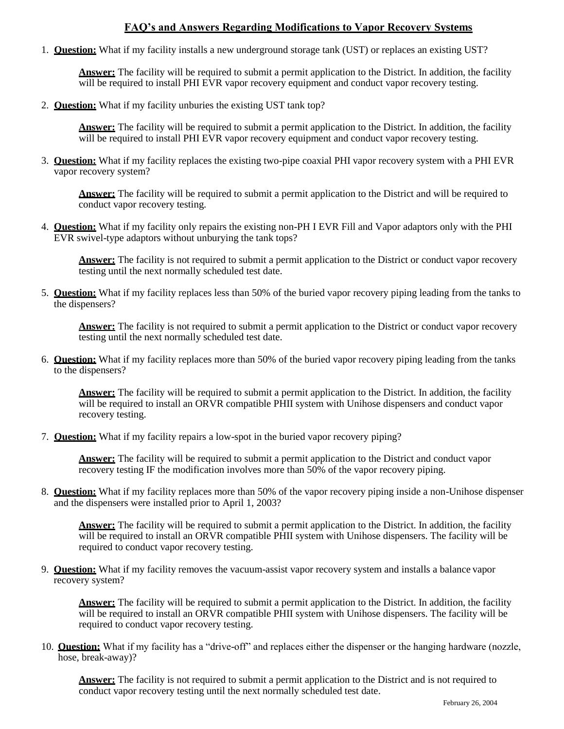## FAQ's and Answers Regarding Modifications to Vapor Recovery Systems

1. **Question:** What if my facility installs a new underground storage tank (UST) or replaces an existing UST?

   **Answer:** The facility will be required to submit a permit application to the District. In addition, the facility will be required to install PHI EVR vapor recovery equipment and conduct vapor recovery testing.

2. **Question:** What if my facility unburies the existing UST tank top?

   **Answer:** The facility will be required to submit a permit application to the District. In addition, the facility will be required to install PHI EVR vapor recovery equipment and conduct vapor recovery testing.

3. **Question:** What if my facility replaces the existing two-pipe coaxial PHI vapor recovery system with a PHI EVR vapor recovery system?

   **Answer:** The facility will be required to submit a permit application to the District and will be required to conduct vapor recovery testing.

4. **Question:** What if my facility only repairs the existing non-PH I EVR Fill and Vapor adaptors only with the PHI EVR swivel-type adaptors without unburying the tank tops?

   **Answer:** The facility is not required to submit a permit application to the District or conduct vapor recovery testing until the next normally scheduled test date.

5. **Question:** What if my facility replaces less than 50% of the buried vapor recovery piping leading from the tanks to the dispensers?

   **Answer:** The facility is not required to submit a permit application to the District or conduct vapor recovery testing until the next normally scheduled test date.

6. **Question:** What if my facility replaces more than 50% of the buried vapor recovery piping leading from the tanks to the dispensers?

   **Answer:** The facility will be required to submit a permit application to the District. In addition, the facility will be required to install an ORVR compatible PHII system with Unihose dispensers and conduct vapor recovery testing.

7. **Question:** What if my facility repairs a low-spot in the buried vapor recovery piping?

   **Answer:** The facility will be required to submit a permit application to the District and conduct vapor recovery testing IF the modification involves more than 50% of the vapor recovery piping.

8. **Question:** What if my facility replaces more than 50% of the vapor recovery piping inside a non-Unihose dispenser and the dispensers were installed prior to April 1, 2003?

   **Answer:** The facility will be required to submit a permit application to the District. In addition, the facility will be required to install an ORVR compatible PHII system with Unihose dispensers. The facility will be required to conduct vapor recovery testing.

9. **Question:** What if my facility removes the vacuum-assist vapor recovery system and installs a balance vapor recovery system?

   **Answer:** The facility will be required to submit a permit application to the District. In addition, the facility will be required to install an ORVR compatible PHII system with Unihose dispensers. The facility will be required to conduct vapor recovery testing.

10. **Question:** What if my facility has a "drive-off" and replaces either the dispenser or the hanging hardware (nozzle, hose, break-away)?

    **Answer:** The facility is not required to submit a permit application to the District and is not required to conduct vapor recovery testing until the next normally scheduled test date.

February 26, 2004